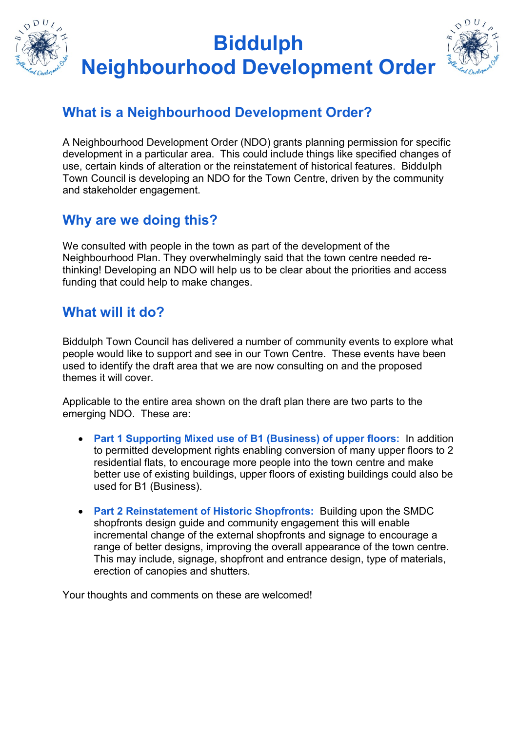# Biddulph Neighbourhood Development Order

## What is a Neighbourhood Development Order?

A Neighbourhood Development Order (NDO) grants planning permission for specific development in a particular area. This could include things like specified changes of use, certain kinds of alteration or the reinstatement of historical features. Biddulph Town Council is developing an NDO for the Town Centre, driven by the community and stakeholder engagement.

## Why are we doing this?

We consulted with people in the town as part of the development of the Neighbourhood Plan. They overwhelmingly said that the town centre needed re-thinking! Developing an NDO will help us to be clear about the priorities and access funding that could help to make changes.

## What will it do?

Biddulph Town Council has delivered a number of community events to explore what people would like to support and see in our Town Centre. These events have been used to identify the draft area that we are now consulting on and the proposed themes it will cover.

Applicable to the entire area shown on the draft plan there are two parts to the emerging NDO. These are:

- **Part 1 Supporting Mixed use of B1 (Business) of upper floors:** In addition to permitted development rights enabling conversion of many upper floors to 2 residential flats, to encourage more people into the town centre and make better use of existing buildings, upper floors of existing buildings could also be used for B1 (Business).
- **Part 2 Reinstatement of Historic Shopfronts:** Building upon the SMDC shopfronts design guide and community engagement this will enable incremental change of the external shopfronts and signage to encourage a range of better designs, improving the overall appearance of the town centre. This may include, signage, shopfront and entrance design, type of materials, erection of canopies and shutters.

Your thoughts and comments on these are welcomed!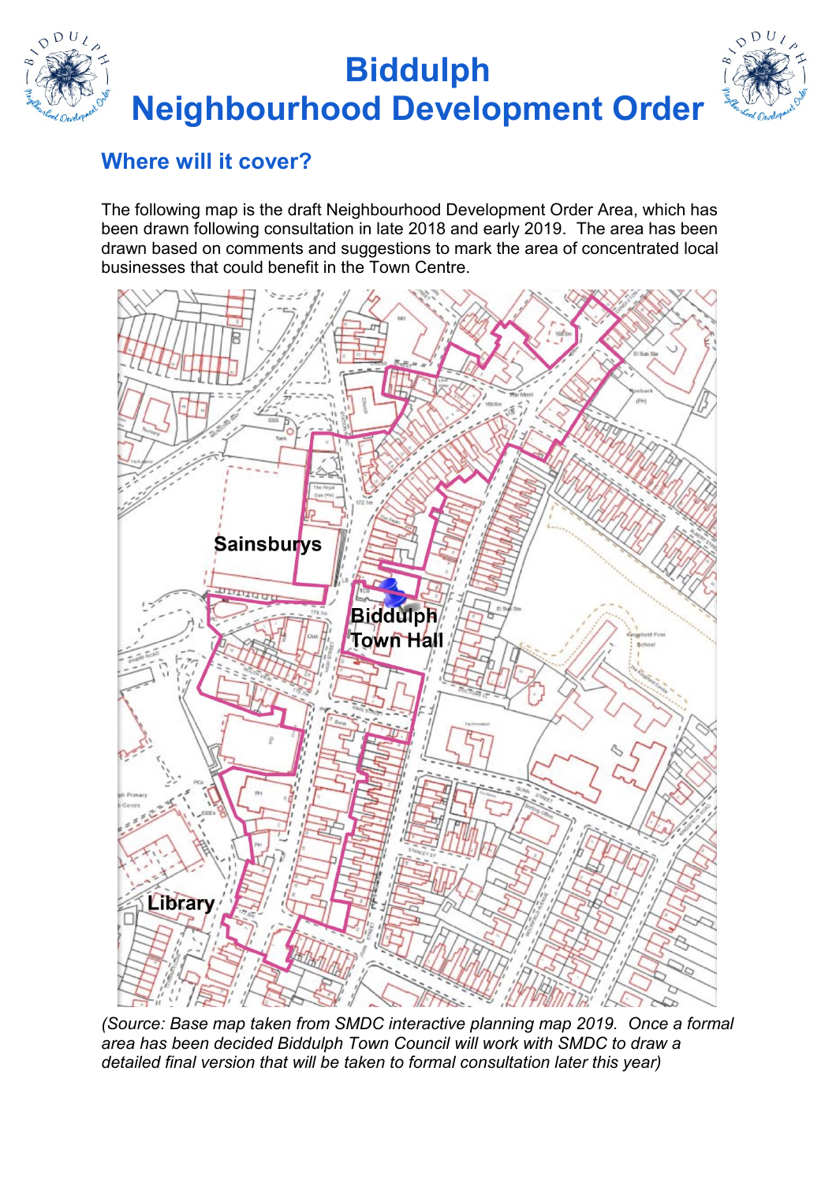# Biddulph Neighbourhood Development Order

## Where will it cover?

The following map is the draft Neighbourhood Development Order Area, which has been drawn following consultation in late 2018 and early 2019. The area has been drawn based on comments and suggestions to mark the area of concentrated local businesses that could benefit in the Town Centre.

*(Source: Base map taken from SMDC interactive planning map 2019. Once a formal area has been decided Biddulph Town Council will work with SMDC to draw a detailed final version that will be taken to formal consultation later this year)*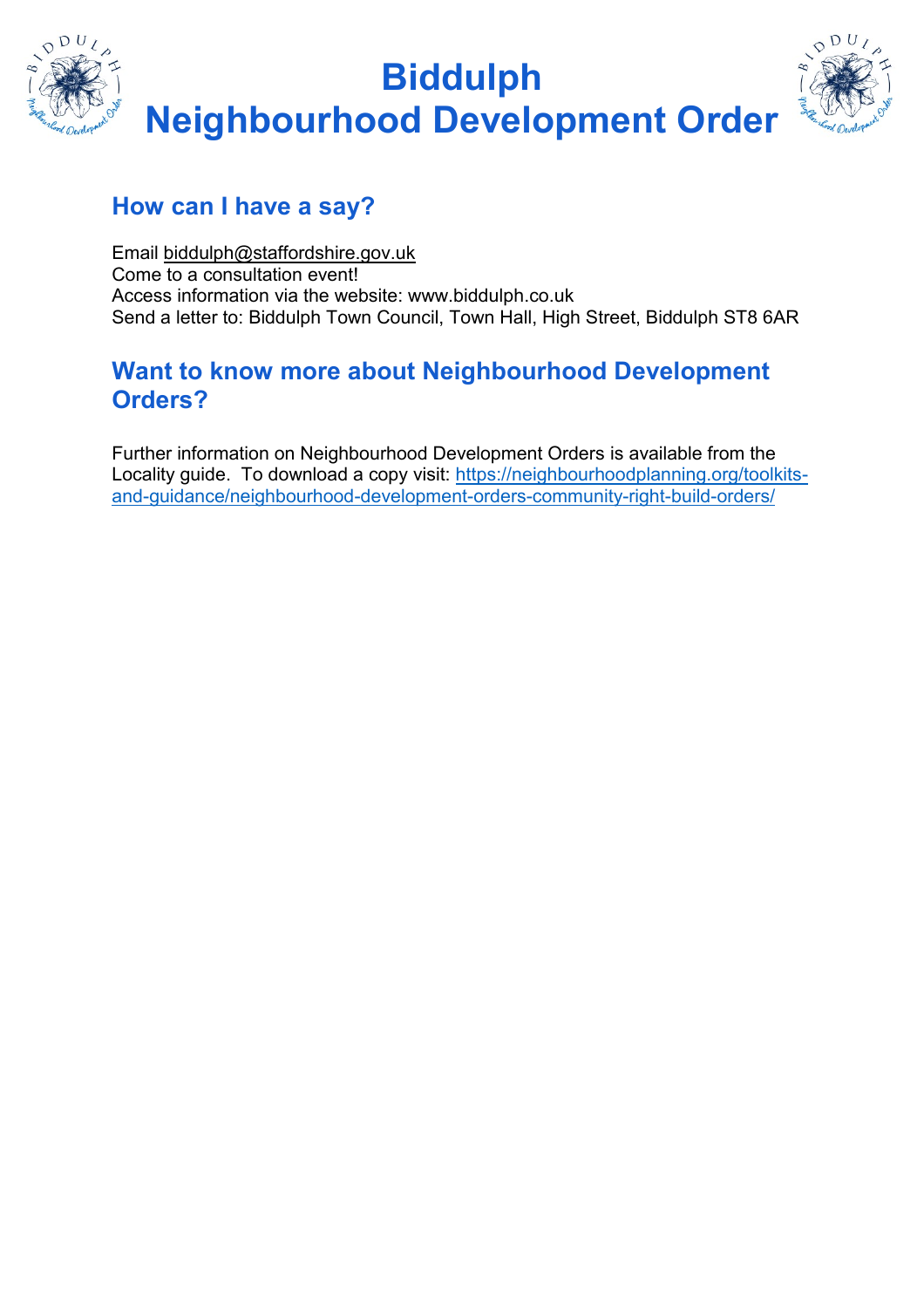# Biddulph Neighbourhood Development Order

## How can I have a say?

Email biddulph@staffordshire.gov.uk
Come to a consultation event!
Access information via the website: www.biddulph.co.uk
Send a letter to: Biddulph Town Council, Town Hall, High Street, Biddulph ST8 6AR

## Want to know more about Neighbourhood Development Orders?

Further information on Neighbourhood Development Orders is available from the Locality guide. To download a copy visit: https://neighbourhoodplanning.org/toolkits-and-guidance/neighbourhood-development-orders-community-right-build-orders/